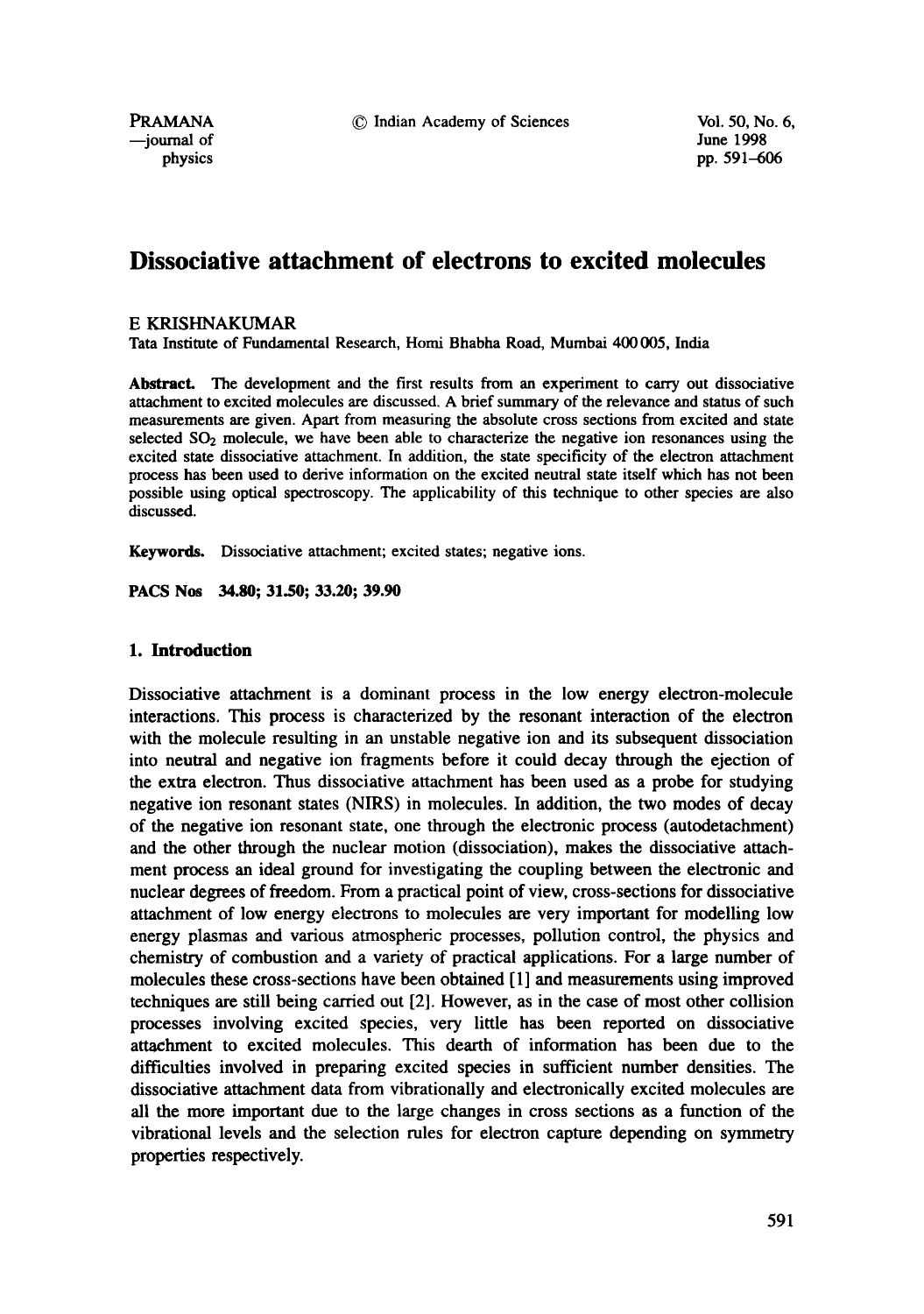# Dissociative attachment of electrons to excited molecules

E KRISHNAKUMAR

Tata Institute of Fundamental Research, Homi Bhabha Road, Mumbai 400 005, India

**Abstract.** The development and the first results from an experiment to carry out dissociative attachment to excited molecules are discussed. A brief summary of the relevance and status of such measurements are given. Apart from measuring the absolute cross sections from excited and state selected $SO_2$ molecule, we have been able to characterize the negative ion resonances using the excited state dissociative attachment. In addition, the state specificity of the electron attachment process has been used to derive information on the excited neutral state itself which has not been possible using optical spectroscopy. The applicability of this technique to other species are also discussed.

**Keywords.** Dissociative attachment; excited states; negative ions.

**PACS Nos** 34.80; 31.50; 33.20; 39.90

## 1. Introduction

Dissociative attachment is a dominant process in the low energy electron-molecule interactions. This process is characterized by the resonant interaction of the electron with the molecule resulting in an unstable negative ion and its subsequent dissociation into neutral and negative ion fragments before it could decay through the ejection of the extra electron. Thus dissociative attachment has been used as a probe for studying negative ion resonant states (NIRS) in molecules. In addition, the two modes of decay of the negative ion resonant state, one through the electronic process (autodetachment) and the other through the nuclear motion (dissociation), makes the dissociative attachment process an ideal ground for investigating the coupling between the electronic and nuclear degrees of freedom. From a practical point of view, cross-sections for dissociative attachment of low energy electrons to molecules are very important for modelling low energy plasmas and various atmospheric processes, pollution control, the physics and chemistry of combustion and a variety of practical applications. For a large number of molecules these cross-sections have been obtained [1] and measurements using improved techniques are still being carried out [2]. However, as in the case of most other collision processes involving excited species, very little has been reported on dissociative attachment to excited molecules. This dearth of information has been due to the difficulties involved in preparing excited species in sufficient number densities. The dissociative attachment data from vibrationally and electronically excited molecules are all the more important due to the large changes in cross sections as a function of the vibrational levels and the selection rules for electron capture depending on symmetry properties respectively.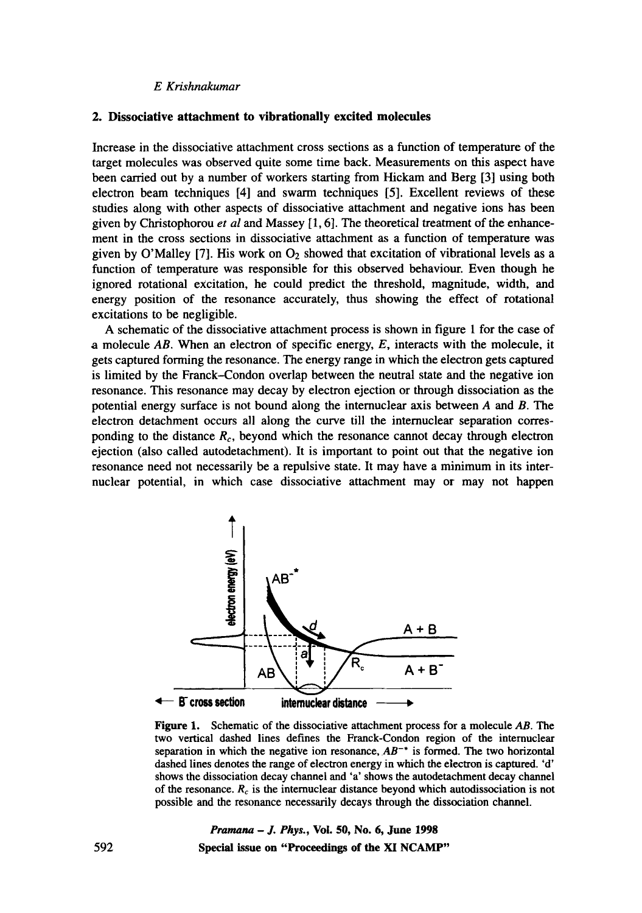## 2. Dissociative attachment to vibrationally excited molecules

Increase in the dissociative attachment cross sections as a function of temperature of the target molecules was observed quite some time back. Measurements on this aspect have been carried out by a number of workers starting from Hickam and Berg [3] using both electron beam techniques [4] and swarm techniques [5]. Excellent reviews of these studies along with other aspects of dissociative attachment and negative ions has been given by Christophorou *et al* and Massey [1, 6]. The theoretical treatment of the enhancement in the cross sections in dissociative attachment as a function of temperature was given by O'Malley [7]. His work on $O_2$ showed that excitation of vibrational levels as a function of temperature was responsible for this observed behaviour. Even though he ignored rotational excitation, he could predict the threshold, magnitude, width, and energy position of the resonance accurately, thus showing the effect of rotational excitations to be negligible.

A schematic of the dissociative attachment process is shown in figure 1 for the case of a molecule *AB*. When an electron of specific energy, *E*, interacts with the molecule, it gets captured forming the resonance. The energy range in which the electron gets captured is limited by the Franck–Condon overlap between the neutral state and the negative ion resonance. This resonance may decay by electron ejection or through dissociation as the potential energy surface is not bound along the internuclear axis between *A* and *B*. The electron detachment occurs all along the curve till the internuclear separation corresponding to the distance $R_c$, beyond which the resonance cannot decay through electron ejection (also called autodetachment). It is important to point out that the negative ion resonance need not necessarily be a repulsive state. It may have a minimum in its internuclear potential, in which case dissociative attachment may or may not happen

**Figure 1.** Schematic of the dissociative attachment process for a molecule *AB*. The two vertical dashed lines defines the Franck-Condon region of the internuclear separation in which the negative ion resonance, $AB^{-*}$ is formed. The two horizontal dashed lines denotes the range of electron energy in which the electron is captured. 'd' shows the dissociation decay channel and 'a' shows the autodetachment decay channel of the resonance. $R_c$ is the internuclear distance beyond which autodissociation is not possible and the resonance necessarily decays through the dissociation channel.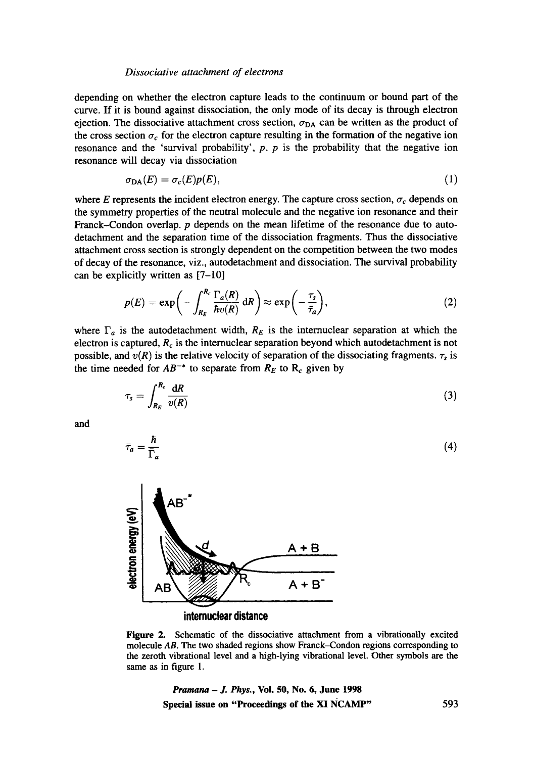depending on whether the electron capture leads to the continuum or bound part of the curve. If it is bound against dissociation, the only mode of its decay is through electron ejection. The dissociative attachment cross section, $\sigma_{DA}$ can be written as the product of the cross section $\sigma_c$ for the electron capture resulting in the formation of the negative ion resonance and the 'survival probability', $p$. $p$ is the probability that the negative ion resonance will decay via dissociation

$$\sigma_{DA}(E) = \sigma_c(E)p(E), \tag{1}$$

where $E$ represents the incident electron energy. The capture cross section, $\sigma_c$ depends on the symmetry properties of the neutral molecule and the negative ion resonance and their Franck–Condon overlap. $p$ depends on the mean lifetime of the resonance due to autodetachment and the separation time of the dissociation fragments. Thus the dissociative attachment cross section is strongly dependent on the competition between the two modes of decay of the resonance, viz., autodetachment and dissociation. The survival probability can be explicitly written as [7–10]

$$p(E) = \exp\left( - \int_{R_E}^{R_c} \frac{\Gamma_a(R)}{\hbar v(R)} \mathrm{d}R \right) \approx \exp\left( - \frac{\tau_s}{\bar{\tau}_a} \right), \tag{2}$$

where $\Gamma_a$ is the autodetachment width, $R_E$ is the internuclear separation at which the electron is captured, $R_c$ is the internuclear separation beyond which autodetachment is not possible, and $v(R)$ is the relative velocity of separation of the dissociating fragments. $\tau_s$ is the time needed for $AB^{-*}$ to separate from $R_E$ to $R_c$ given by

$$\tau_s = \int_{R_E}^{R_c} \frac{\mathrm{d}R}{v(R)} \tag{3}$$

and

$$\bar{\tau}_a = \frac{\hbar}{\Gamma_a} \tag{4}$$

**Figure 2.** Schematic of the dissociative attachment from a vibrationally excited molecule $AB$. The two shaded regions show Franck–Condon regions corresponding to the zeroth vibrational level and a high-lying vibrational level. Other symbols are the same as in figure 1.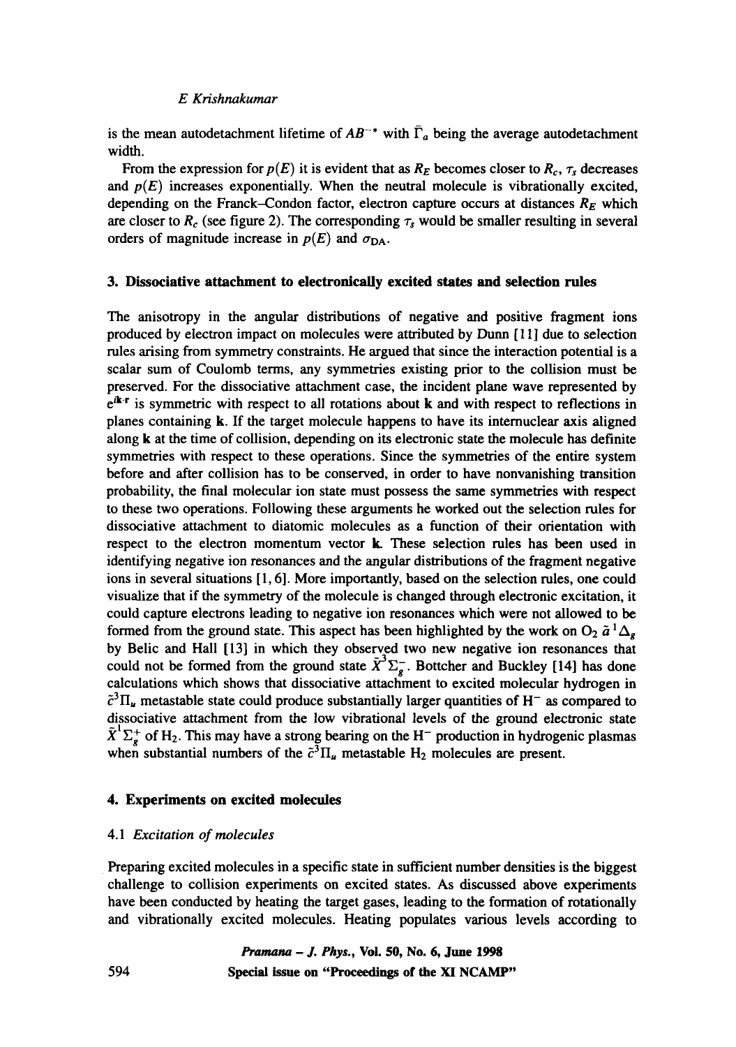is the mean autodetachment lifetime of $AB^{-*}$ with $\bar{\Gamma}_a$ being the average autodetachment width.

From the expression for $p(E)$ it is evident that as $R_E$ becomes closer to $R_c$, $\tau_s$ decreases and $p(E)$ increases exponentially. When the neutral molecule is vibrationally excited, depending on the Franck–Condon factor, electron capture occurs at distances $R_E$ which are closer to $R_c$ (see figure 2). The corresponding $\tau_s$ would be smaller resulting in several orders of magnitude increase in $p(E)$ and $\sigma_{DA}$.

## 3. Dissociative attachment to electronically excited states and selection rules

The anisotropy in the angular distributions of negative and positive fragment ions produced by electron impact on molecules were attributed by Dunn [11] due to selection rules arising from symmetry constraints. He argued that since the interaction potential is a scalar sum of Coulomb terms, any symmetries existing prior to the collision must be preserved. For the dissociative attachment case, the incident plane wave represented by $e^{i\mathbf{k}\cdot\mathbf{r}}$ is symmetric with respect to all rotations about $\mathbf{k}$ and with respect to reflections in planes containing $\mathbf{k}$. If the target molecule happens to have its internuclear axis aligned along $\mathbf{k}$ at the time of collision, depending on its electronic state the molecule has definite symmetries with respect to these operations. Since the symmetries of the entire system before and after collision has to be conserved, in order to have nonvanishing transition probability, the final molecular ion state must possess the same symmetries with respect to these two operations. Following these arguments he worked out the selection rules for dissociative attachment to diatomic molecules as a function of their orientation with respect to the electron momentum vector $\mathbf{k}$. These selection rules has been used in identifying negative ion resonances and the angular distributions of the fragment negative ions in several situations [1, 6]. More importantly, based on the selection rules, one could visualize that if the symmetry of the molecule is changed through electronic excitation, it could capture electrons leading to negative ion resonances which were not allowed to be formed from the ground state. This aspect has been highlighted by the work on $O_2$ $\tilde{a}\,^1\Delta_g$ by Belic and Hall [13] in which they observed two new negative ion resonances that could not be formed from the ground state $\tilde{X}\,^3\Sigma_g^-$. Bottcher and Buckley [14] has done calculations which shows that dissociative attachment to excited molecular hydrogen in $\tilde{c}\,^3\Pi_u$ metastable state could produce substantially larger quantities of $H^-$ as compared to dissociative attachment from the low vibrational levels of the ground electronic state $\tilde{X}\,^1\Sigma_g^+$ of $H_2$. This may have a strong bearing on the $H^-$ production in hydrogenic plasmas when substantial numbers of the $\tilde{c}\,^3\Pi_u$ metastable $H_2$ molecules are present.

## 4. Experiments on excited molecules

### 4.1 *Excitation of molecules*

Preparing excited molecules in a specific state in sufficient number densities is the biggest challenge to collision experiments on excited states. As discussed above experiments have been conducted by heating the target gases, leading to the formation of rotationally and vibrationally excited molecules. Heating populates various levels according to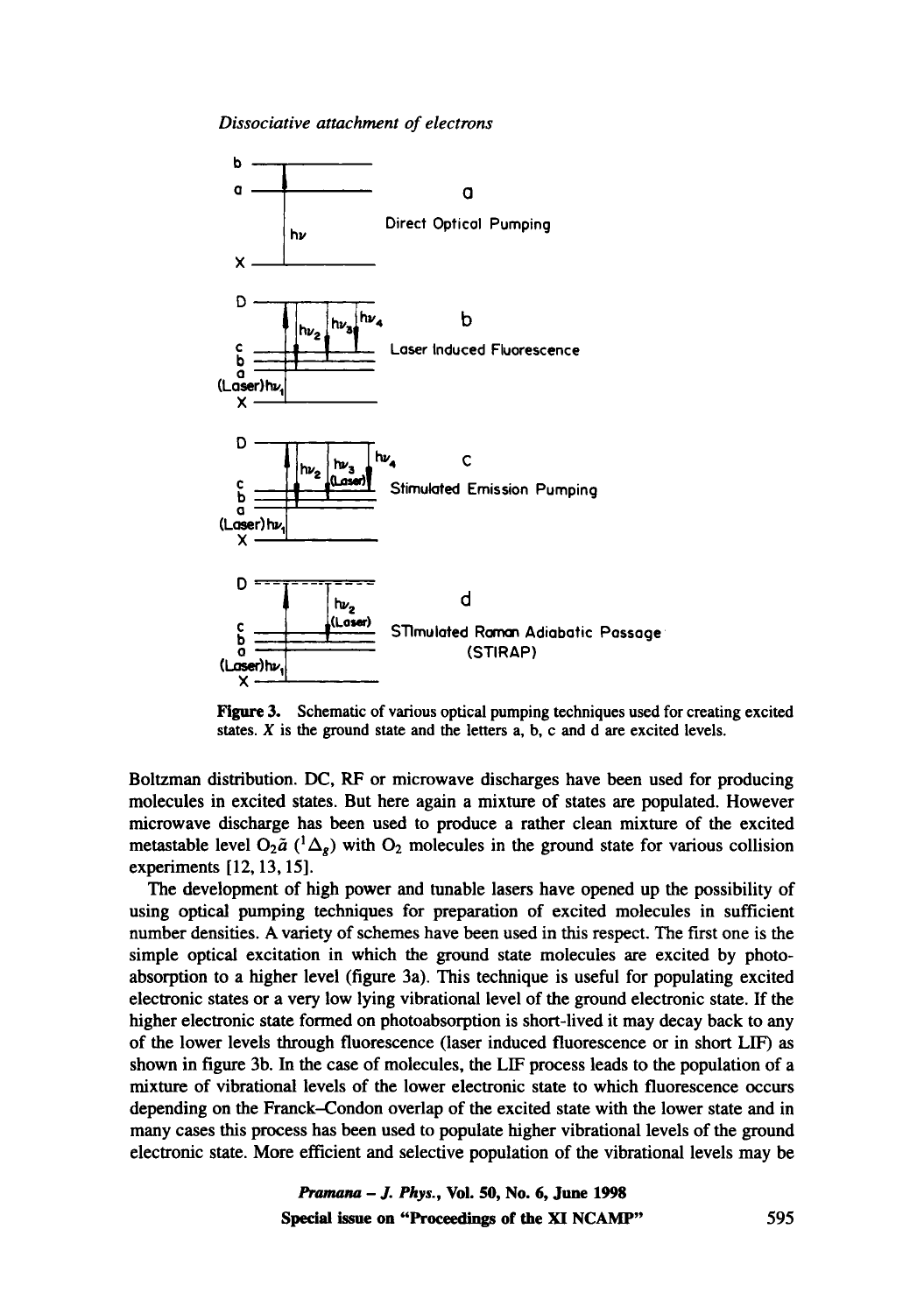**Figure 3.** Schematic of various optical pumping techniques used for creating excited states. $X$ is the ground state and the letters a, b, c and d are excited levels.

Boltzman distribution. DC, RF or microwave discharges have been used for producing molecules in excited states. But here again a mixture of states are populated. However microwave discharge has been used to produce a rather clean mixture of the excited metastable level $O_2\tilde{a}$ ($^1\Delta_g$) with $O_2$ molecules in the ground state for various collision experiments [12, 13, 15].

The development of high power and tunable lasers have opened up the possibility of using optical pumping techniques for preparation of excited molecules in sufficient number densities. A variety of schemes have been used in this respect. The first one is the simple optical excitation in which the ground state molecules are excited by photoabsorption to a higher level (figure 3a). This technique is useful for populating excited electronic states or a very low lying vibrational level of the ground electronic state. If the higher electronic state formed on photoabsorption is short-lived it may decay back to any of the lower levels through fluorescence (laser induced fluorescence or in short LIF) as shown in figure 3b. In the case of molecules, the LIF process leads to the population of a mixture of vibrational levels of the lower electronic state to which fluorescence occurs depending on the Franck–Condon overlap of the excited state with the lower state and in many cases this process has been used to populate higher vibrational levels of the ground electronic state. More efficient and selective population of the vibrational levels may be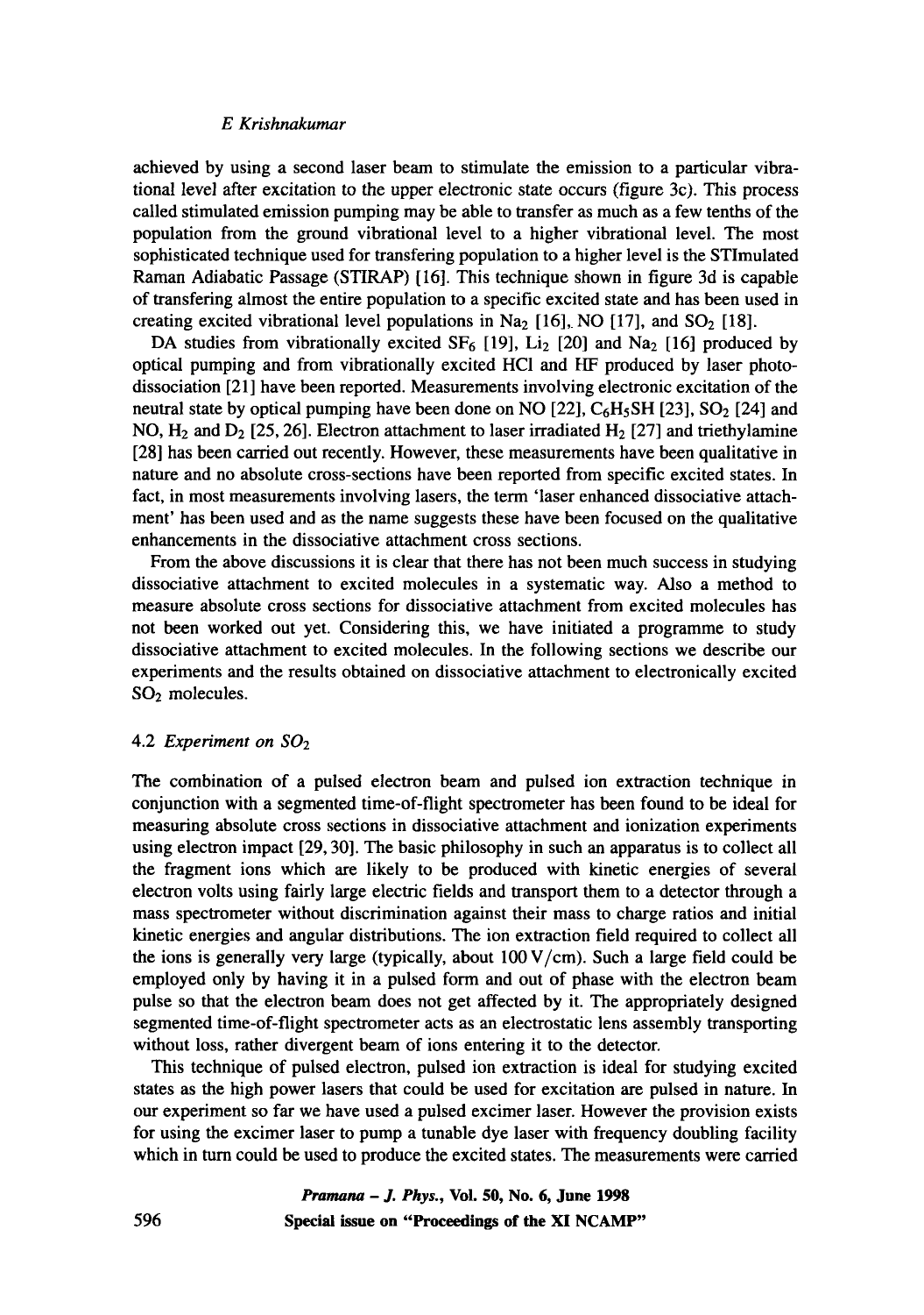achieved by using a second laser beam to stimulate the emission to a particular vibrational level after excitation to the upper electronic state occurs (figure 3c). This process called stimulated emission pumping may be able to transfer as much as a few tenths of the population from the ground vibrational level to a higher vibrational level. The most sophisticated technique used for transfering population to a higher level is the STImulated Raman Adiabatic Passage (STIRAP) [16]. This technique shown in figure 3d is capable of transfering almost the entire population to a specific excited state and has been used in creating excited vibrational level populations in $Na_2$ [16], NO [17], and $SO_2$ [18].

DA studies from vibrationally excited $SF_6$ [19], $Li_2$ [20] and $Na_2$ [16] produced by optical pumping and from vibrationally excited HCl and HF produced by laser photodissociation [21] have been reported. Measurements involving electronic excitation of the neutral state by optical pumping have been done on NO [22], $C_6H_5SH$ [23], $SO_2$ [24] and NO, $H_2$ and $D_2$ [25, 26]. Electron attachment to laser irradiated $H_2$ [27] and triethylamine [28] has been carried out recently. However, these measurements have been qualitative in nature and no absolute cross-sections have been reported from specific excited states. In fact, in most measurements involving lasers, the term 'laser enhanced dissociative attachment' has been used and as the name suggests these have been focused on the qualitative enhancements in the dissociative attachment cross sections.

From the above discussions it is clear that there has not been much success in studying dissociative attachment to excited molecules in a systematic way. Also a method to measure absolute cross sections for dissociative attachment from excited molecules has not been worked out yet. Considering this, we have initiated a programme to study dissociative attachment to excited molecules. In the following sections we describe our experiments and the results obtained on dissociative attachment to electronically excited $SO_2$ molecules.

### 4.2 *Experiment on $SO_2$*

The combination of a pulsed electron beam and pulsed ion extraction technique in conjunction with a segmented time-of-flight spectrometer has been found to be ideal for measuring absolute cross sections in dissociative attachment and ionization experiments using electron impact [29, 30]. The basic philosophy in such an apparatus is to collect all the fragment ions which are likely to be produced with kinetic energies of several electron volts using fairly large electric fields and transport them to a detector through a mass spectrometer without discrimination against their mass to charge ratios and initial kinetic energies and angular distributions. The ion extraction field required to collect all the ions is generally very large (typically, about 100 V/cm). Such a large field could be employed only by having it in a pulsed form and out of phase with the electron beam pulse so that the electron beam does not get affected by it. The appropriately designed segmented time-of-flight spectrometer acts as an electrostatic lens assembly transporting without loss, rather divergent beam of ions entering it to the detector.

This technique of pulsed electron, pulsed ion extraction is ideal for studying excited states as the high power lasers that could be used for excitation are pulsed in nature. In our experiment so far we have used a pulsed excimer laser. However the provision exists for using the excimer laser to pump a tunable dye laser with frequency doubling facility which in turn could be used to produce the excited states. The measurements were carried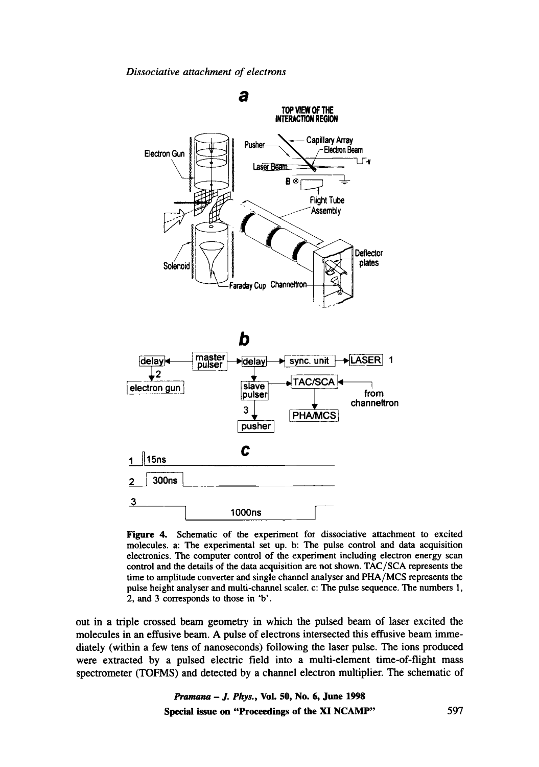**Figure 4.** Schematic of the experiment for dissociative attachment to excited molecules. a: The experimental set up. b: The pulse control and data acquisition electronics. The computer control of the experiment including electron energy scan control and the details of the data acquisition are not shown. TAC/SCA represents the time to amplitude converter and single channel analyser and PHA/MCS represents the pulse height analyser and multi-channel scaler. c: The pulse sequence. The numbers 1, 2, and 3 corresponds to those in 'b'.

out in a triple crossed beam geometry in which the pulsed beam of laser excited the molecules in an effusive beam. A pulse of electrons intersected this effusive beam immediately (within a few tens of nanoseconds) following the laser pulse. The ions produced were extracted by a pulsed electric field into a multi-element time-of-flight mass spectrometer (TOFMS) and detected by a channel electron multiplier. The schematic of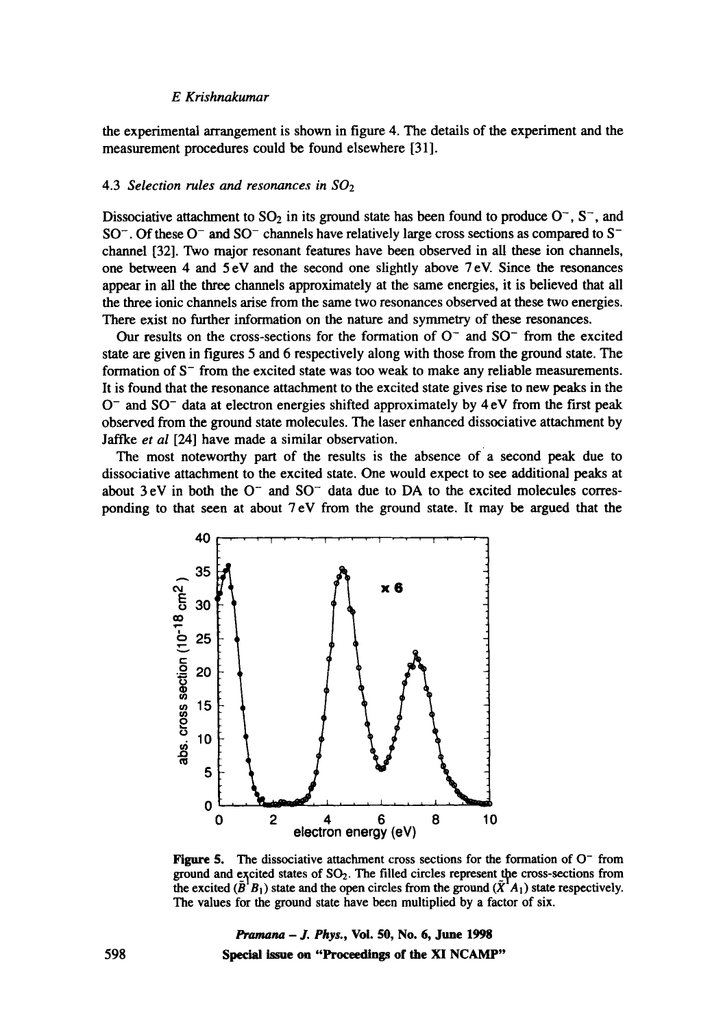the experimental arrangement is shown in figure 4. The details of the experiment and the measurement procedures could be found elsewhere [31].

### 4.3 *Selection rules and resonances in $SO_2$*

Dissociative attachment to $SO_2$ in its ground state has been found to produce $O^-$, $S^-$, and $SO^-$. Of these $O^-$ and $SO^-$ channels have relatively large cross sections as compared to $S^-$ channel [32]. Two major resonant features have been observed in all these ion channels, one between 4 and 5 eV and the second one slightly above 7 eV. Since the resonances appear in all the three channels approximately at the same energies, it is believed that all the three ionic channels arise from the same two resonances observed at these two energies. There exist no further information on the nature and symmetry of these resonances.

Our results on the cross-sections for the formation of $O^-$ and $SO^-$ from the excited state are given in figures 5 and 6 respectively along with those from the ground state. The formation of $S^-$ from the excited state was too weak to make any reliable measurements. It is found that the resonance attachment to the excited state gives rise to new peaks in the $O^-$ and $SO^-$ data at electron energies shifted approximately by 4 eV from the first peak observed from the ground state molecules. The laser enhanced dissociative attachment by Jaffke *et al* [24] have made a similar observation.

The most noteworthy part of the results is the absence of a second peak due to dissociative attachment to the excited state. One would expect to see additional peaks at about 3 eV in both the $O^-$ and $SO^-$ data due to DA to the excited molecules corresponding to that seen at about 7 eV from the ground state. It may be argued that the

**Figure 5.** The dissociative attachment cross sections for the formation of $O^-$ from ground and excited states of $SO_2$. The filled circles represent the cross-sections from the excited ($\tilde{B}\,^1B_1$) state and the open circles from the ground ($\tilde{X}\,^1A_1$) state respectively. The values for the ground state have been multiplied by a factor of six.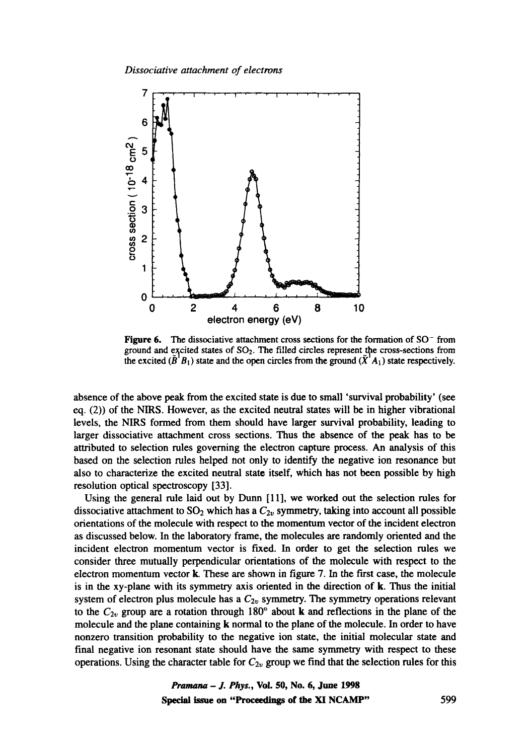Figure 6. The dissociative attachment cross sections for the formation of $SO^-$ from ground and excited states of $SO_2$. The filled circles represent the cross-sections from the excited ($\tilde{B}^1B_1$) state and the open circles from the ground ($\tilde{X}^1A_1$) state respectively.

absence of the above peak from the excited state is due to small 'survival probability' (see eq. (2)) of the NIRS. However, as the excited neutral states will be in higher vibrational levels, the NIRS formed from them should have larger survival probability, leading to larger dissociative attachment cross sections. Thus the absence of the peak has to be attributed to selection rules governing the electron capture process. An analysis of this based on the selection rules helped not only to identify the negative ion resonance but also to characterize the excited neutral state itself, which has not been possible by high resolution optical spectroscopy [33].

Using the general rule laid out by Dunn [11], we worked out the selection rules for dissociative attachment to $SO_2$ which has a $C_{2v}$ symmetry, taking into account all possible orientations of the molecule with respect to the momentum vector of the incident electron as discussed below. In the laboratory frame, the molecules are randomly oriented and the incident electron momentum vector is fixed. In order to get the selection rules we consider three mutually perpendicular orientations of the molecule with respect to the electron momentum vector **k**. These are shown in figure 7. In the first case, the molecule is in the xy-plane with its symmetry axis oriented in the direction of **k**. Thus the initial system of electron plus molecule has a $C_{2v}$ symmetry. The symmetry operations relevant to the $C_{2v}$ group are a rotation through 180° about **k** and reflections in the plane of the molecule and the plane containing **k** normal to the plane of the molecule. In order to have nonzero transition probability to the negative ion state, the initial molecular state and final negative ion resonant state should have the same symmetry with respect to these operations. Using the character table for $C_{2v}$ group we find that the selection rules for this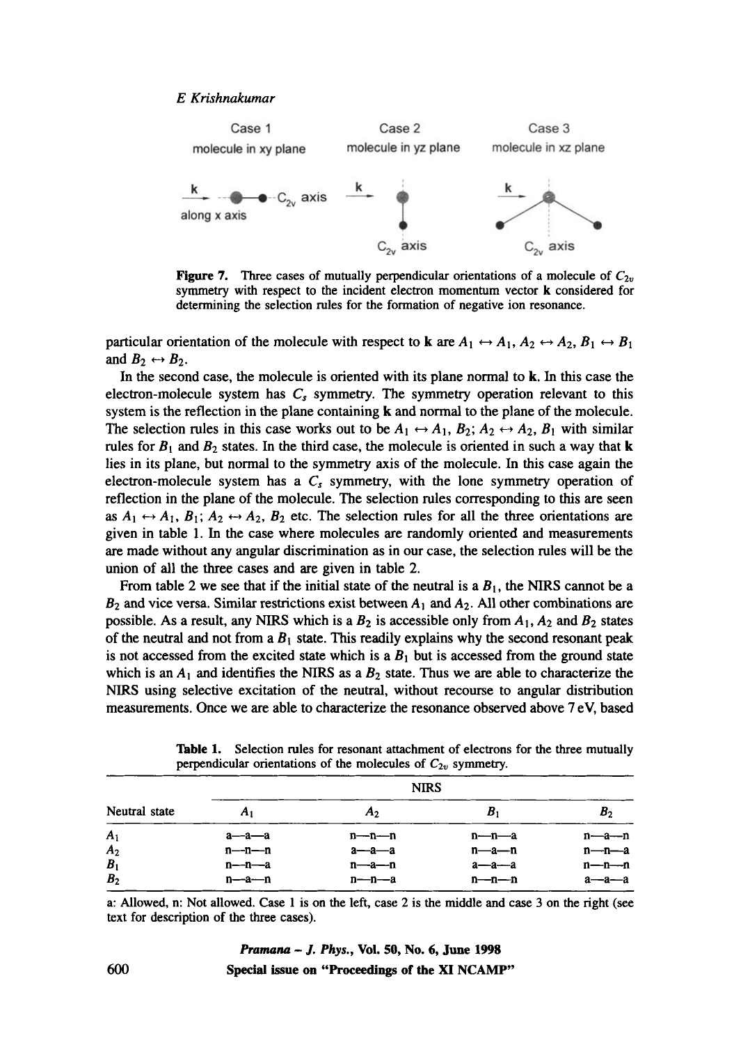Case 1 molecule in xy plane — k along x axis, $C_{2v}$ axis

Case 2 molecule in yz plane — k, $C_{2v}$ axis

Case 3 molecule in xz plane — k, $C_{2v}$ axis

**Figure 7.** Three cases of mutually perpendicular orientations of a molecule of $C_{2v}$ symmetry with respect to the incident electron momentum vector **k** considered for determining the selection rules for the formation of negative ion resonance.

particular orientation of the molecule with respect to **k** are $A_1 \leftrightarrow A_1$, $A_2 \leftrightarrow A_2$, $B_1 \leftrightarrow B_1$ and $B_2 \leftrightarrow B_2$.

In the second case, the molecule is oriented with its plane normal to **k**. In this case the electron-molecule system has $C_s$ symmetry. The symmetry operation relevant to this system is the reflection in the plane containing **k** and normal to the plane of the molecule. The selection rules in this case works out to be $A_1 \leftrightarrow A_1, B_2$; $A_2 \leftrightarrow A_2, B_1$ with similar rules for $B_1$ and $B_2$ states. In the third case, the molecule is oriented in such a way that **k** lies in its plane, but normal to the symmetry axis of the molecule. In this case again the electron-molecule system has a $C_s$ symmetry, with the lone symmetry operation of reflection in the plane of the molecule. The selection rules corresponding to this are seen as $A_1 \leftrightarrow A_1, B_1$; $A_2 \leftrightarrow A_2, B_2$ etc. The selection rules for all the three orientations are given in table 1. In the case where molecules are randomly oriented and measurements are made without any angular discrimination as in our case, the selection rules will be the union of all the three cases and are given in table 2.

From table 2 we see that if the initial state of the neutral is a $B_1$, the NIRS cannot be a $B_2$ and vice versa. Similar restrictions exist between $A_1$ and $A_2$. All other combinations are possible. As a result, any NIRS which is a $B_2$ is accessible only from $A_1$, $A_2$ and $B_2$ states of the neutral and not from a $B_1$ state. This readily explains why the second resonant peak is not accessed from the excited state which is a $B_1$ but is accessed from the ground state which is an $A_1$ and identifies the NIRS as a $B_2$ state. Thus we are able to characterize the NIRS using selective excitation of the neutral, without recourse to angular distribution measurements. Once we are able to characterize the resonance observed above 7 eV, based

**Table 1.** Selection rules for resonant attachment of electrons for the three mutually perpendicular orientations of the molecules of $C_{2v}$ symmetry.

| Neutral state | NIRS | | | |
|---|---|---|---|---|
| | $A_1$ | $A_2$ | $B_1$ | $B_2$ |
| $A_1$ | a—a—a | n—n—n | n—n—a | n—a—n |
| $A_2$ | n—n—n | a—a—a | n—a—n | n—n—a |
| $B_1$ | n—n—a | n—a—n | a—a—a | n—n—n |
| $B_2$ | n—a—n | n—n—a | n—n—n | a—a—a |

a: Allowed, n: Not allowed. Case 1 is on the left, case 2 is the middle and case 3 on the right (see text for description of the three cases).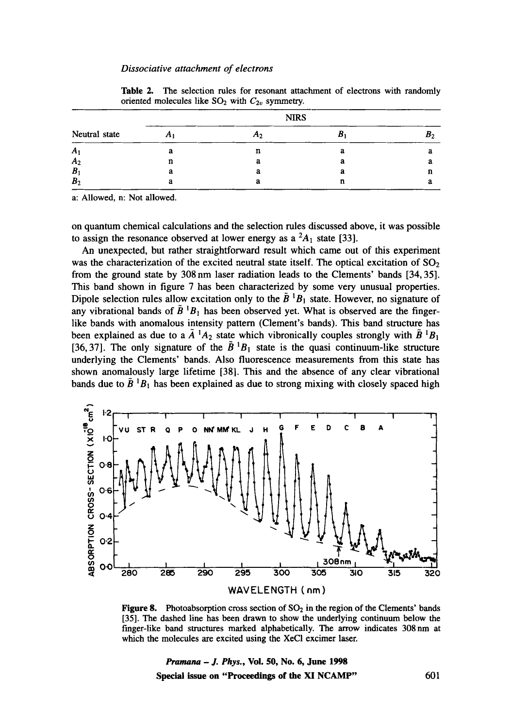**Table 2.** The selection rules for resonant attachment of electrons with randomly oriented molecules like $SO_2$ with $C_{2v}$ symmetry.

| Neutral state | NIRS | | | |
|---|---|---|---|---|
| | $A_1$ | $A_2$ | $B_1$ | $B_2$ |
| $A_1$ | a | n | a | a |
| $A_2$ | n | a | a | a |
| $B_1$ | a | a | a | n |
| $B_2$ | a | a | n | a |

a: Allowed, n: Not allowed.

on quantum chemical calculations and the selection rules discussed above, it was possible to assign the resonance observed at lower energy as a $^2A_1$ state [33].

An unexpected, but rather straightforward result which came out of this experiment was the characterization of the excited neutral state itself. The optical excitation of $SO_2$ from the ground state by 308 nm laser radiation leads to the Clements' bands [34, 35]. This band shown in figure 7 has been characterized by some very unusual properties. Dipole selection rules allow excitation only to the $\tilde{B}\ ^1B_1$ state. However, no signature of any vibrational bands of $\tilde{B}\ ^1B_1$ has been observed yet. What is observed are the finger-like bands with anomalous intensity pattern (Clement's bands). This band structure has been explained as due to a $\tilde{A}\ ^1A_2$ state which vibronically couples strongly with $\tilde{B}\ ^1B_1$ [36, 37]. The only signature of the $\tilde{B}\ ^1B_1$ state is the quasi continuum-like structure underlying the Clements' bands. Also fluorescence measurements from this state has shown anomalously large lifetime [38]. This and the absence of any clear vibrational bands due to $\tilde{B}\ ^1B_1$ has been explained as due to strong mixing with closely spaced high

**Figure 8.** Photoabsorption cross section of $SO_2$ in the region of the Clements' bands [35]. The dashed line has been drawn to show the underlying continuum below the finger-like band structures marked alphabetically. The arrow indicates 308 nm at which the molecules are excited using the XeCl excimer laser.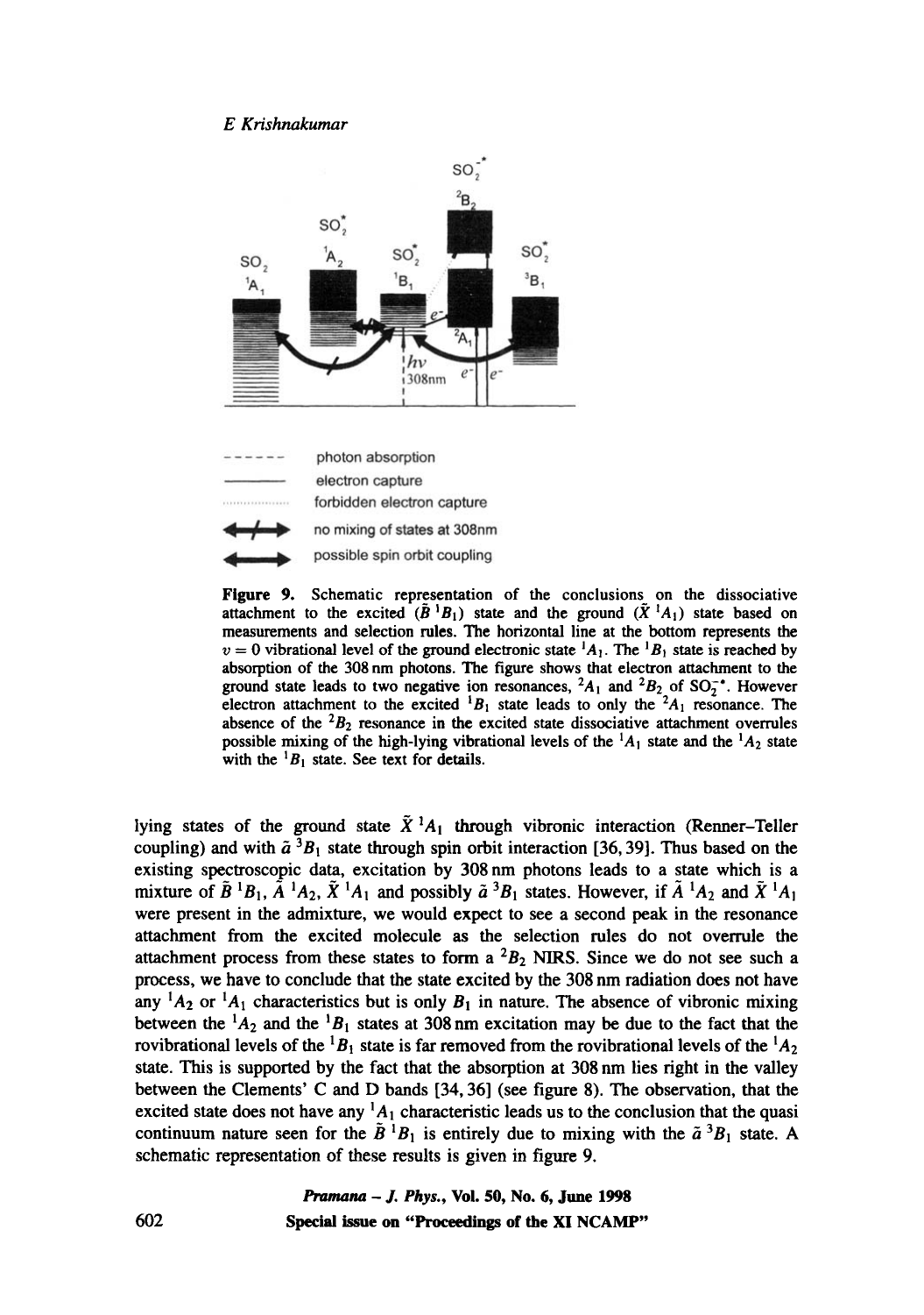photon absorption

electron capture

forbidden electron capture

no mixing of states at 308nm

possible spin orbit coupling

**Figure 9.** Schematic representation of the conclusions on the dissociative attachment to the excited ($\tilde{B}\,^1B_1$) state and the ground ($\tilde{X}\,^1A_1$) state based on measurements and selection rules. The horizontal line at the bottom represents the $v = 0$ vibrational level of the ground electronic state $^1A_1$. The $^1B_1$ state is reached by absorption of the 308 nm photons. The figure shows that electron attachment to the ground state leads to two negative ion resonances, $^2A_1$ and $^2B_2$ of $SO_2^{-*}$. However electron attachment to the excited $^1B_1$ state leads to only the $^2A_1$ resonance. The absence of the $^2B_2$ resonance in the excited state dissociative attachment overrules possible mixing of the high-lying vibrational levels of the $^1A_1$ state and the $^1A_2$ state with the $^1B_1$ state. See text for details.

lying states of the ground state $\tilde{X}\,^1A_1$ through vibronic interaction (Renner–Teller coupling) and with $\tilde{a}\,^3B_1$ state through spin orbit interaction [36, 39]. Thus based on the existing spectroscopic data, excitation by 308 nm photons leads to a state which is a mixture of $\tilde{B}\,^1B_1$, $\tilde{A}\,^1A_2$, $\tilde{X}\,^1A_1$ and possibly $\tilde{a}\,^3B_1$ states. However, if $\tilde{A}\,^1A_2$ and $\tilde{X}\,^1A_1$ were present in the admixture, we would expect to see a second peak in the resonance attachment from the excited molecule as the selection rules do not overrule the attachment process from these states to form a $^2B_2$ NIRS. Since we do not see such a process, we have to conclude that the state excited by the 308 nm radiation does not have any $^1A_2$ or $^1A_1$ characteristics but is only $B_1$ in nature. The absence of vibronic mixing between the $^1A_2$ and the $^1B_1$ states at 308 nm excitation may be due to the fact that the rovibrational levels of the $^1B_1$ state is far removed from the rovibrational levels of the $^1A_2$ state. This is supported by the fact that the absorption at 308 nm lies right in the valley between the Clements' C and D bands [34, 36] (see figure 8). The observation, that the excited state does not have any $^1A_1$ characteristic leads us to the conclusion that the quasi continuum nature seen for the $\tilde{B}\,^1B_1$ is entirely due to mixing with the $\tilde{a}\,^3B_1$ state. A schematic representation of these results is given in figure 9.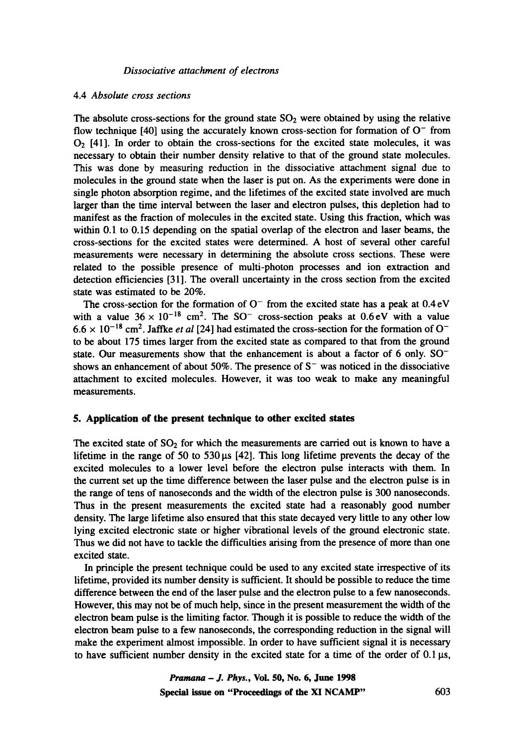### 4.4 *Absolute cross sections*

The absolute cross-sections for the ground state $SO_2$ were obtained by using the relative flow technique [40] using the accurately known cross-section for formation of $O^-$ from $O_2$ [41]. In order to obtain the cross-sections for the excited state molecules, it was necessary to obtain their number density relative to that of the ground state molecules. This was done by measuring reduction in the dissociative attachment signal due to molecules in the ground state when the laser is put on. As the experiments were done in single photon absorption regime, and the lifetimes of the excited state involved are much larger than the time interval between the laser and electron pulses, this depletion had to manifest as the fraction of molecules in the excited state. Using this fraction, which was within 0.1 to 0.15 depending on the spatial overlap of the electron and laser beams, the cross-sections for the excited states were determined. A host of several other careful measurements were necessary in determining the absolute cross sections. These were related to the possible presence of multi-photon processes and ion extraction and detection efficiencies [31]. The overall uncertainty in the cross section from the excited state was estimated to be 20%.

The cross-section for the formation of $O^-$ from the excited state has a peak at 0.4 eV with a value $36 \times 10^{-18}$ cm$^2$. The $SO^-$ cross-section peaks at 0.6 eV with a value $6.6 \times 10^{-18}$ cm$^2$. Jaffke *et al* [24] had estimated the cross-section for the formation of $O^-$ to be about 175 times larger from the excited state as compared to that from the ground state. Our measurements show that the enhancement is about a factor of 6 only. $SO^-$ shows an enhancement of about 50%. The presence of $S^-$ was noticed in the dissociative attachment to excited molecules. However, it was too weak to make any meaningful measurements.

## 5. Application of the present technique to other excited states

The excited state of $SO_2$ for which the measurements are carried out is known to have a lifetime in the range of 50 to 530 μs [42]. This long lifetime prevents the decay of the excited molecules to a lower level before the electron pulse interacts with them. In the current set up the time difference between the laser pulse and the electron pulse is in the range of tens of nanoseconds and the width of the electron pulse is 300 nanoseconds. Thus in the present measurements the excited state had a reasonably good number density. The large lifetime also ensured that this state decayed very little to any other low lying excited electronic state or higher vibrational levels of the ground electronic state. Thus we did not have to tackle the difficulties arising from the presence of more than one excited state.

In principle the present technique could be used to any excited state irrespective of its lifetime, provided its number density is sufficient. It should be possible to reduce the time difference between the end of the laser pulse and the electron pulse to a few nanoseconds. However, this may not be of much help, since in the present measurement the width of the electron beam pulse is the limiting factor. Though it is possible to reduce the width of the electron beam pulse to a few nanoseconds, the corresponding reduction in the signal will make the experiment almost impossible. In order to have sufficient signal it is necessary to have sufficient number density in the excited state for a time of the order of 0.1 μs,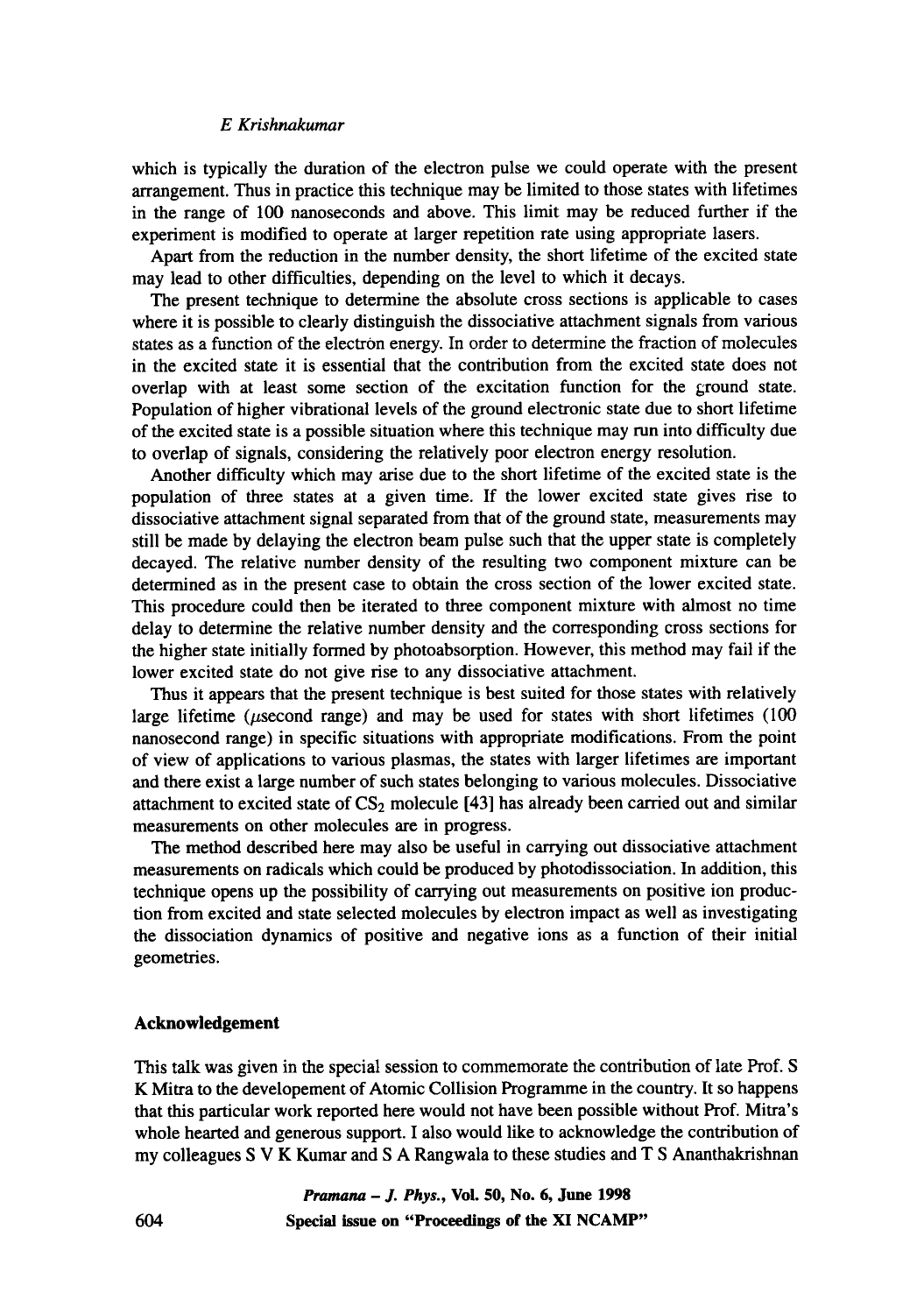which is typically the duration of the electron pulse we could operate with the present arrangement. Thus in practice this technique may be limited to those states with lifetimes in the range of 100 nanoseconds and above. This limit may be reduced further if the experiment is modified to operate at larger repetition rate using appropriate lasers.

Apart from the reduction in the number density, the short lifetime of the excited state may lead to other difficulties, depending on the level to which it decays.

The present technique to determine the absolute cross sections is applicable to cases where it is possible to clearly distinguish the dissociative attachment signals from various states as a function of the electron energy. In order to determine the fraction of molecules in the excited state it is essential that the contribution from the excited state does not overlap with at least some section of the excitation function for the ground state. Population of higher vibrational levels of the ground electronic state due to short lifetime of the excited state is a possible situation where this technique may run into difficulty due to overlap of signals, considering the relatively poor electron energy resolution.

Another difficulty which may arise due to the short lifetime of the excited state is the population of three states at a given time. If the lower excited state gives rise to dissociative attachment signal separated from that of the ground state, measurements may still be made by delaying the electron beam pulse such that the upper state is completely decayed. The relative number density of the resulting two component mixture can be determined as in the present case to obtain the cross section of the lower excited state. This procedure could then be iterated to three component mixture with almost no time delay to determine the relative number density and the corresponding cross sections for the higher state initially formed by photoabsorption. However, this method may fail if the lower excited state do not give rise to any dissociative attachment.

Thus it appears that the present technique is best suited for those states with relatively large lifetime ($\mu$second range) and may be used for states with short lifetimes (100 nanosecond range) in specific situations with appropriate modifications. From the point of view of applications to various plasmas, the states with larger lifetimes are important and there exist a large number of such states belonging to various molecules. Dissociative attachment to excited state of $CS_2$ molecule [43] has already been carried out and similar measurements on other molecules are in progress.

The method described here may also be useful in carrying out dissociative attachment measurements on radicals which could be produced by photodissociation. In addition, this technique opens up the possibility of carrying out measurements on positive ion production from excited and state selected molecules by electron impact as well as investigating the dissociation dynamics of positive and negative ions as a function of their initial geometries.

## Acknowledgement

This talk was given in the special session to commemorate the contribution of late Prof. S K Mitra to the developement of Atomic Collision Programme in the country. It so happens that this particular work reported here would not have been possible without Prof. Mitra's whole hearted and generous support. I also would like to acknowledge the contribution of my colleagues S V K Kumar and S A Rangwala to these studies and T S Ananthakrishnan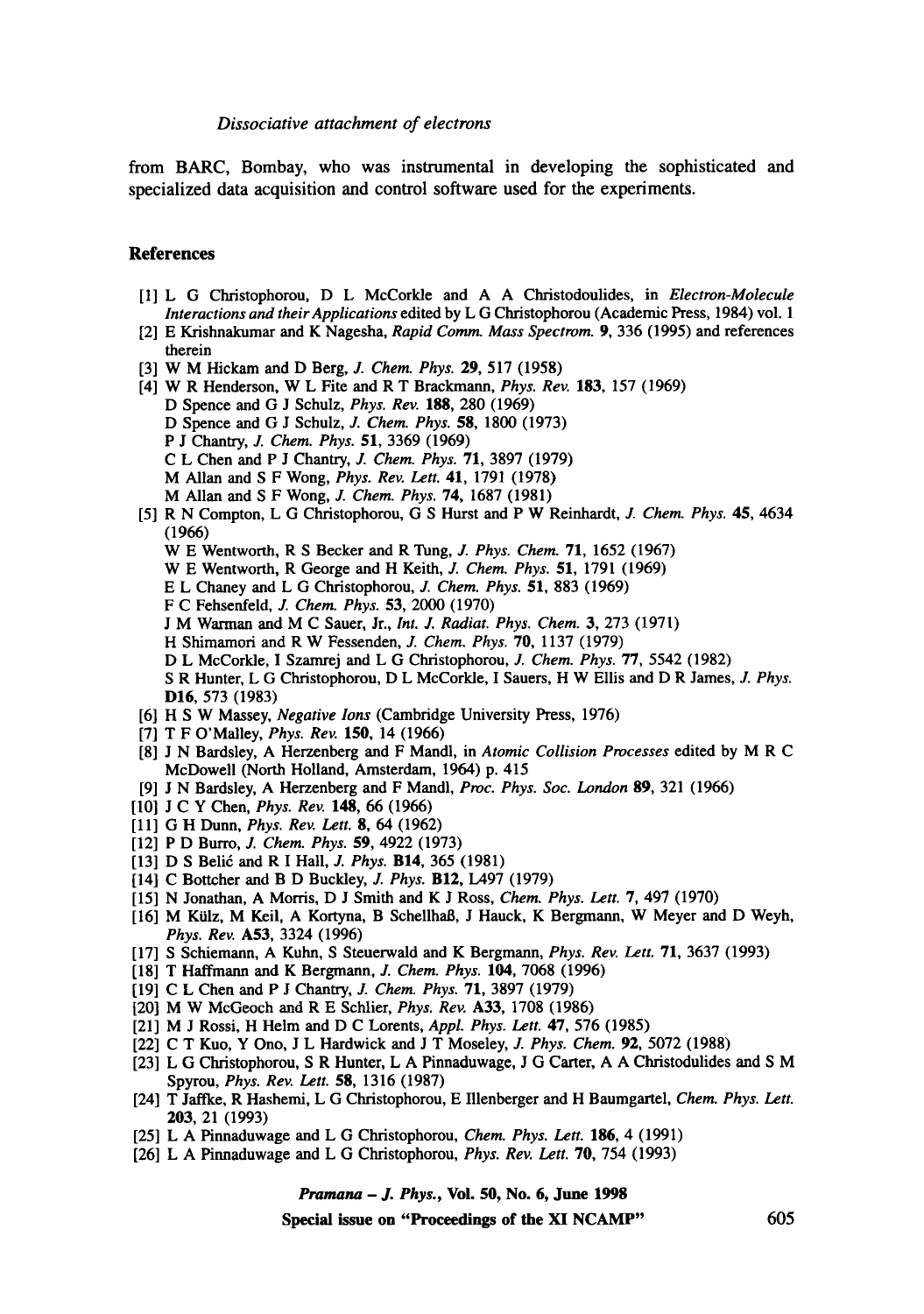from BARC, Bombay, who was instrumental in developing the sophisticated and specialized data acquisition and control software used for the experiments.

## References

[1] L G Christophorou, D L McCorkle and A A Christodoulides, in *Electron-Molecule Interactions and their Applications* edited by L G Christophorou (Academic Press, 1984) vol. 1

[2] E Krishnakumar and K Nagesha, *Rapid Comm. Mass Spectrom.* **9**, 336 (1995) and references therein

[3] W M Hickam and D Berg, *J. Chem. Phys.* **29**, 517 (1958)

[4] W R Henderson, W L Fite and R T Brackmann, *Phys. Rev.* **183**, 157 (1969)
D Spence and G J Schulz, *Phys. Rev.* **188**, 280 (1969)
D Spence and G J Schulz, *J. Chem. Phys.* **58**, 1800 (1973)
P J Chantry, *J. Chem. Phys.* **51**, 3369 (1969)
C L Chen and P J Chantry, *J. Chem. Phys.* **71**, 3897 (1979)
M Allan and S F Wong, *Phys. Rev. Lett.* **41**, 1791 (1978)
M Allan and S F Wong, *J. Chem. Phys.* **74**, 1687 (1981)

[5] R N Compton, L G Christophorou, G S Hurst and P W Reinhardt, *J. Chem. Phys.* **45**, 4634 (1966)
W E Wentworth, R S Becker and R Tung, *J. Phys. Chem.* **71**, 1652 (1967)
W E Wentworth, R George and H Keith, *J. Chem. Phys.* **51**, 1791 (1969)
E L Chaney and L G Christophorou, *J. Chem. Phys.* **51**, 883 (1969)
F C Fehsenfeld, *J. Chem. Phys.* **53**, 2000 (1970)
J M Warman and M C Sauer, Jr., *Int. J. Radiat. Phys. Chem.* **3**, 273 (1971)
H Shimamori and R W Fessenden, *J. Chem. Phys.* **70**, 1137 (1979)
D L McCorkle, I Szamrej and L G Christophorou, *J. Chem. Phys.* **77**, 5542 (1982)
S R Hunter, L G Christophorou, D L McCorkle, I Sauers, H W Ellis and D R James, *J. Phys.* **D16**, 573 (1983)

[6] H S W Massey, *Negative Ions* (Cambridge University Press, 1976)

[7] T F O'Malley, *Phys. Rev.* **150**, 14 (1966)

[8] J N Bardsley, A Herzenberg and F Mandl, in *Atomic Collision Processes* edited by M R C McDowell (North Holland, Amsterdam, 1964) p. 415

[9] J N Bardsley, A Herzenberg and F Mandl, *Proc. Phys. Soc. London* **89**, 321 (1966)

[10] J C Y Chen, *Phys. Rev.* **148**, 66 (1966)

[11] G H Dunn, *Phys. Rev. Lett.* **8**, 64 (1962)

[12] P D Burro, *J. Chem. Phys.* **59**, 4922 (1973)

[13] D S Belić and R I Hall, *J. Phys.* **B14**, 365 (1981)

[14] C Bottcher and B D Buckley, *J. Phys.* **B12**, L497 (1979)

[15] N Jonathan, A Morris, D J Smith and K J Ross, *Chem. Phys. Lett.* **7**, 497 (1970)

[16] M Külz, M Keil, A Kortyna, B Schellhaß, J Hauck, K Bergmann, W Meyer and D Weyh, *Phys. Rev.* **A53**, 3324 (1996)

[17] S Schiemann, A Kuhn, S Steuerwald and K Bergmann, *Phys. Rev. Lett.* **71**, 3637 (1993)

[18] T Haffmann and K Bergmann, *J. Chem. Phys.* **104**, 7068 (1996)

[19] C L Chen and P J Chantry, *J. Chem. Phys.* **71**, 3897 (1979)

[20] M W McGeoch and R E Schlier, *Phys. Rev.* **A33**, 1708 (1986)

[21] M J Rossi, H Helm and D C Lorents, *Appl. Phys. Lett.* **47**, 576 (1985)

[22] C T Kuo, Y Ono, J L Hardwick and J T Moseley, *J. Phys. Chem.* **92**, 5072 (1988)

[23] L G Christophorou, S R Hunter, L A Pinnaduwage, J G Carter, A A Christodulides and S M Spyrou, *Phys. Rev. Lett.* **58**, 1316 (1987)

[24] T Jaffke, R Hashemi, L G Christophorou, E Illenberger and H Baumgartel, *Chem. Phys. Lett.* **203**, 21 (1993)

[25] L A Pinnaduwage and L G Christophorou, *Chem. Phys. Lett.* **186**, 4 (1991)

[26] L A Pinnaduwage and L G Christophorou, *Phys. Rev. Lett.* **70**, 754 (1993)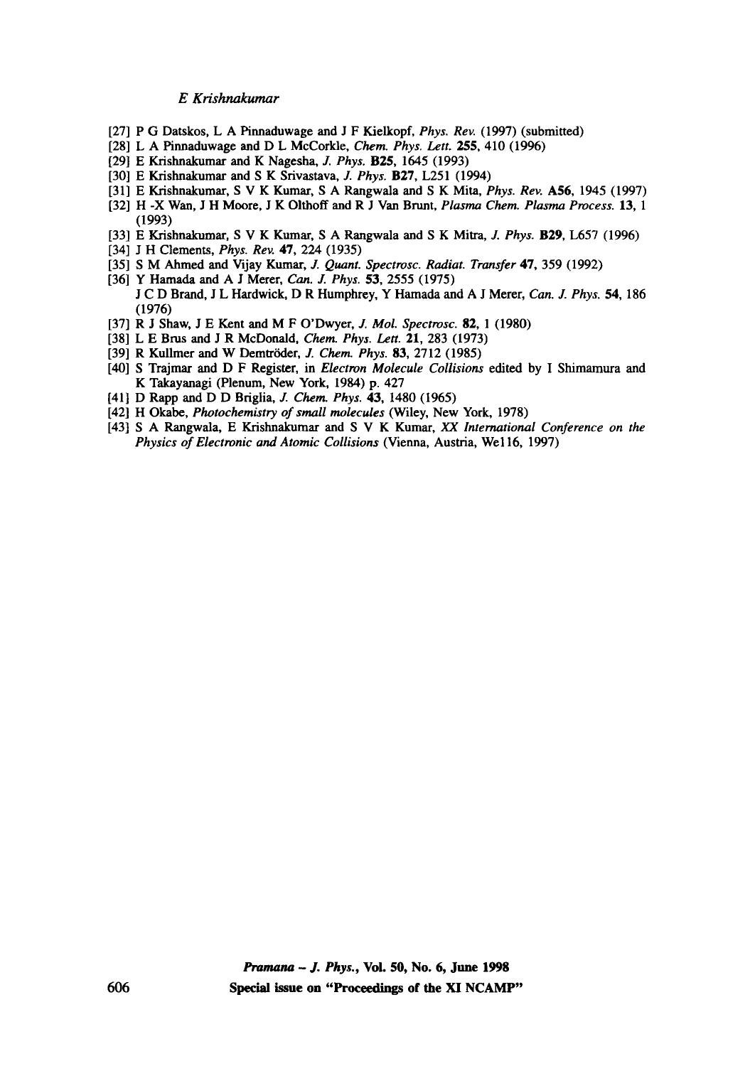[27] P G Datskos, L A Pinnaduwage and J F Kielkopf, *Phys. Rev.* (1997) (submitted)

[28] L A Pinnaduwage and D L McCorkle, *Chem. Phys. Lett.* **255**, 410 (1996)

[29] E Krishnakumar and K Nagesha, *J. Phys.* **B25**, 1645 (1993)

[30] E Krishnakumar and S K Srivastava, *J. Phys.* **B27**, L251 (1994)

[31] E Krishnakumar, S V K Kumar, S A Rangwala and S K Mita, *Phys. Rev.* **A56**, 1945 (1997)

[32] H -X Wan, J H Moore, J K Olthoff and R J Van Brunt, *Plasma Chem. Plasma Process.* **13**, 1 (1993)

[33] E Krishnakumar, S V K Kumar, S A Rangwala and S K Mitra, *J. Phys.* **B29**, L657 (1996)

[34] J H Clements, *Phys. Rev.* **47**, 224 (1935)

[35] S M Ahmed and Vijay Kumar, *J. Quant. Spectrosc. Radiat. Transfer* **47**, 359 (1992)

[36] Y Hamada and A J Merer, *Can. J. Phys.* **53**, 2555 (1975)
J C D Brand, J L Hardwick, D R Humphrey, Y Hamada and A J Merer, *Can. J. Phys.* **54**, 186 (1976)

[37] R J Shaw, J E Kent and M F O'Dwyer, *J. Mol. Spectrosc.* **82**, 1 (1980)

[38] L E Brus and J R McDonald, *Chem. Phys. Lett.* **21**, 283 (1973)

[39] R Kullmer and W Demtröder, *J. Chem. Phys.* **83**, 2712 (1985)

[40] S Trajmar and D F Register, in *Electron Molecule Collisions* edited by I Shimamura and K Takayanagi (Plenum, New York, 1984) p. 427

[41] D Rapp and D D Briglia, *J. Chem. Phys.* **43**, 1480 (1965)

[42] H Okabe, *Photochemistry of small molecules* (Wiley, New York, 1978)

[43] S A Rangwala, E Krishnakumar and S V K Kumar, *XX International Conference on the Physics of Electronic and Atomic Collisions* (Vienna, Austria, We116, 1997)